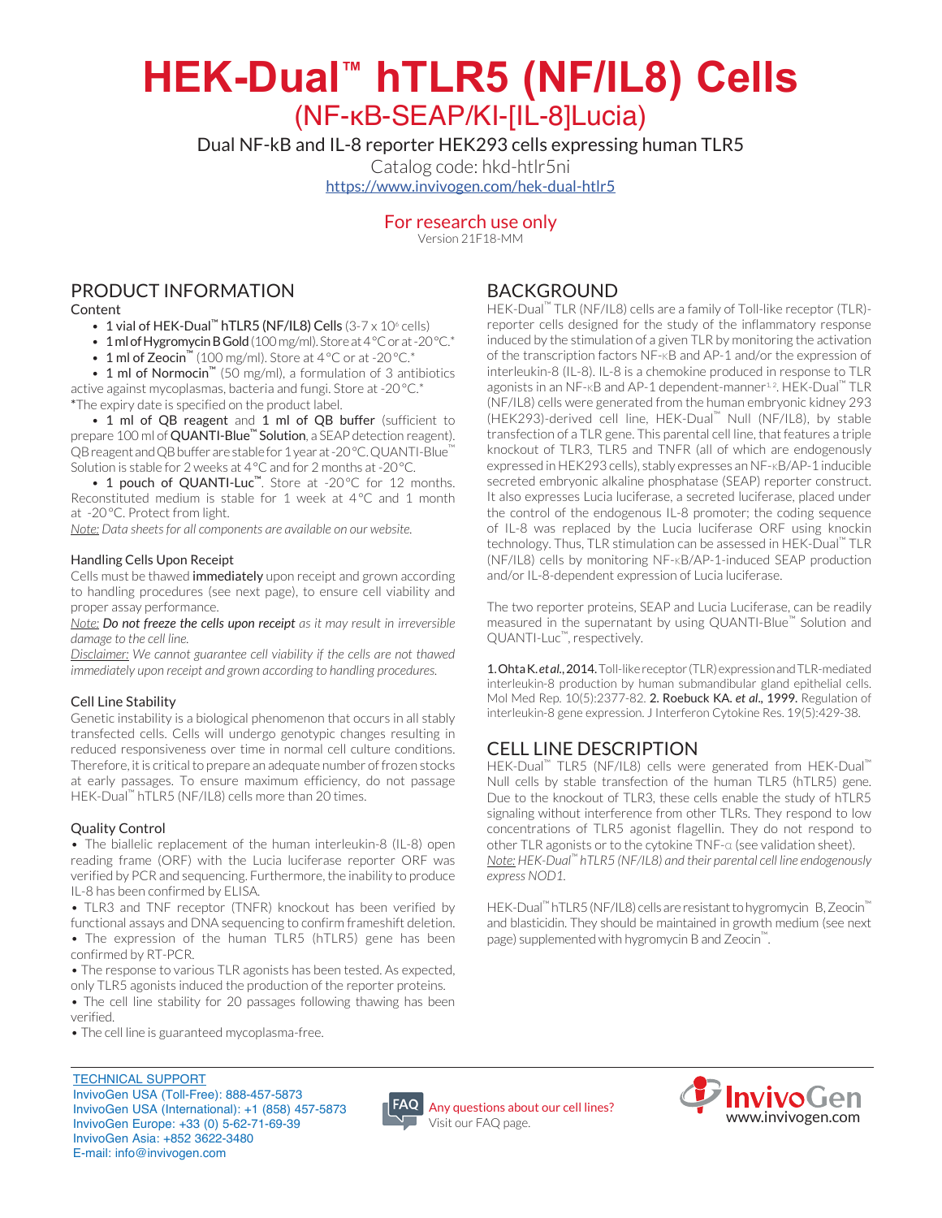# HEK-Dual™ hTLR5 (NF/IL8) Cells

## (NF-κB-SEAP/KI-[IL-8]Lucia)

Dual NF-kB and IL-8 reporter HEK293 cells expressing human TLR5

Catalog code: hkd-htlr5ni

https://www.invivogen.com/hek-dual-htlr5

For research use only

Version 21F18-MM

## PRODUCT INFORMATION

Content

- 1 vial of **HEK-Dual™ hTLR5 (NF/IL8) Cells** (3-7 x $10^6$ cells)
- 1 ml of **Hygromycin B Gold** (100 mg/ml). Store at 4 °C or at -20 °C.*
- 1 ml of **Zeocin™** (100 mg/ml). Store at 4 °C or at -20 °C.*
- 1 ml of **Normocin™** (50 mg/ml), a formulation of 3 antibiotics active against mycoplasmas, bacteria and fungi. Store at -20 °C.*

*The expiry date is specified on the product label.

- 1 ml of **QB reagent** and **1 ml of QB buffer** (sufficient to prepare 100 ml of **QUANTI-Blue™ Solution**, a SEAP detection reagent). QB reagent and QB buffer are stable for 1 year at -20 °C. QUANTI-Blue™ Solution is stable for 2 weeks at 4 °C and for 2 months at -20 °C.
- 1 pouch of **QUANTI-Luc™**. Store at -20 °C for 12 months. Reconstituted medium is stable for 1 week at 4 °C and 1 month at -20 °C. Protect from light.

*Note: Data sheets for all components are available on our website.*

### Handling Cells Upon Receipt

Cells must be thawed **immediately** upon receipt and grown according to handling procedures (see next page), to ensure cell viability and proper assay performance.

*Note: **Do not freeze the cells upon receipt** as it may result in irreversible damage to the cell line.*

*Disclaimer: We cannot guarantee cell viability if the cells are not thawed immediately upon receipt and grown according to handling procedures.*

### Cell Line Stability

Genetic instability is a biological phenomenon that occurs in all stably transfected cells. Cells will undergo genotypic changes resulting in reduced responsiveness over time in normal cell culture conditions. Therefore, it is critical to prepare an adequate number of frozen stocks at early passages. To ensure maximum efficiency, do not passage HEK-Dual™ hTLR5 (NF/IL8) cells more than 20 times.

### Quality Control

- The biallelic replacement of the human interleukin-8 (IL-8) open reading frame (ORF) with the Lucia luciferase reporter ORF was verified by PCR and sequencing. Furthermore, the inability to produce IL-8 has been confirmed by ELISA.
- TLR3 and TNF receptor (TNFR) knockout has been verified by functional assays and DNA sequencing to confirm frameshift deletion.
- The expression of the human TLR5 (hTLR5) gene has been confirmed by RT-PCR.
- The response to various TLR agonists has been tested. As expected, only TLR5 agonists induced the production of the reporter proteins.
- The cell line stability for 20 passages following thawing has been verified.
- The cell line is guaranteed mycoplasma-free.

## BACKGROUND

HEK-Dual™ TLR (NF/IL8) cells are a family of Toll-like receptor (TLR)-reporter cells designed for the study of the inflammatory response induced by the stimulation of a given TLR by monitoring the activation of the transcription factors NF-κB and AP-1 and/or the expression of interleukin-8 (IL-8). IL-8 is a chemokine produced in response to TLR agonists in an NF-κB and AP-1 dependent-manner[1,2]. HEK-Dual™ TLR (NF/IL8) cells were generated from the human embryonic kidney 293 (HEK293)-derived cell line, HEK-Dual™ Null (NF/IL8), by stable transfection of a TLR gene. This parental cell line, that features a triple knockout of TLR3, TLR5 and TNFR (all of which are endogenously expressed in HEK293 cells), stably expresses an NF-κB/AP-1 inducible secreted embryonic alkaline phosphatase (SEAP) reporter construct. It also expresses Lucia luciferase, a secreted luciferase, placed under the control of the endogenous IL-8 promoter; the coding sequence of IL-8 was replaced by the Lucia luciferase ORF using knockin technology. Thus, TLR stimulation can be assessed in HEK-Dual™ TLR (NF/IL8) cells by monitoring NF-κB/AP-1-induced SEAP production and/or IL-8-dependent expression of Lucia luciferase.

The two reporter proteins, SEAP and Lucia Luciferase, can be readily measured in the supernatant by using QUANTI-Blue™ Solution and QUANTI-Luc™, respectively.

**1. Ohta K. *et al.*, 2014.** Toll-like receptor (TLR) expression and TLR-mediated interleukin-8 production by human submandibular gland epithelial cells. Mol Med Rep. 10(5):2377-82. **2. Roebuck KA. *et al.*, 1999.** Regulation of interleukin-8 gene expression. J Interferon Cytokine Res. 19(5):429-38.

## CELL LINE DESCRIPTION

HEK-Dual™ TLR5 (NF/IL8) cells were generated from HEK-Dual™ Null cells by stable transfection of the human TLR5 (hTLR5) gene. Due to the knockout of TLR3, these cells enable the study of hTLR5 signaling without interference from other TLRs. They respond to low concentrations of TLR5 agonist flagellin. They do not respond to other TLR agonists or to the cytokine TNF-α (see validation sheet).

*Note: HEK-Dual™ hTLR5 (NF/IL8) and their parental cell line endogenously express NOD1.*

HEK-Dual™ hTLR5 (NF/IL8) cells are resistant to hygromycin B, Zeocin™ and blasticidin. They should be maintained in growth medium (see next page) supplemented with hygromycin B and Zeocin™.

TECHNICAL SUPPORT
InvivoGen USA (Toll-Free): 888-457-5873
InvivoGen USA (International): +1 (858) 457-5873
InvivoGen Europe: +33 (0) 5-62-71-69-39
InvivoGen Asia: +852 3622-3480
E-mail: info@invivogen.com

FAQ Any questions about our cell lines? Visit our FAQ page.

InvivoGen www.invivogen.com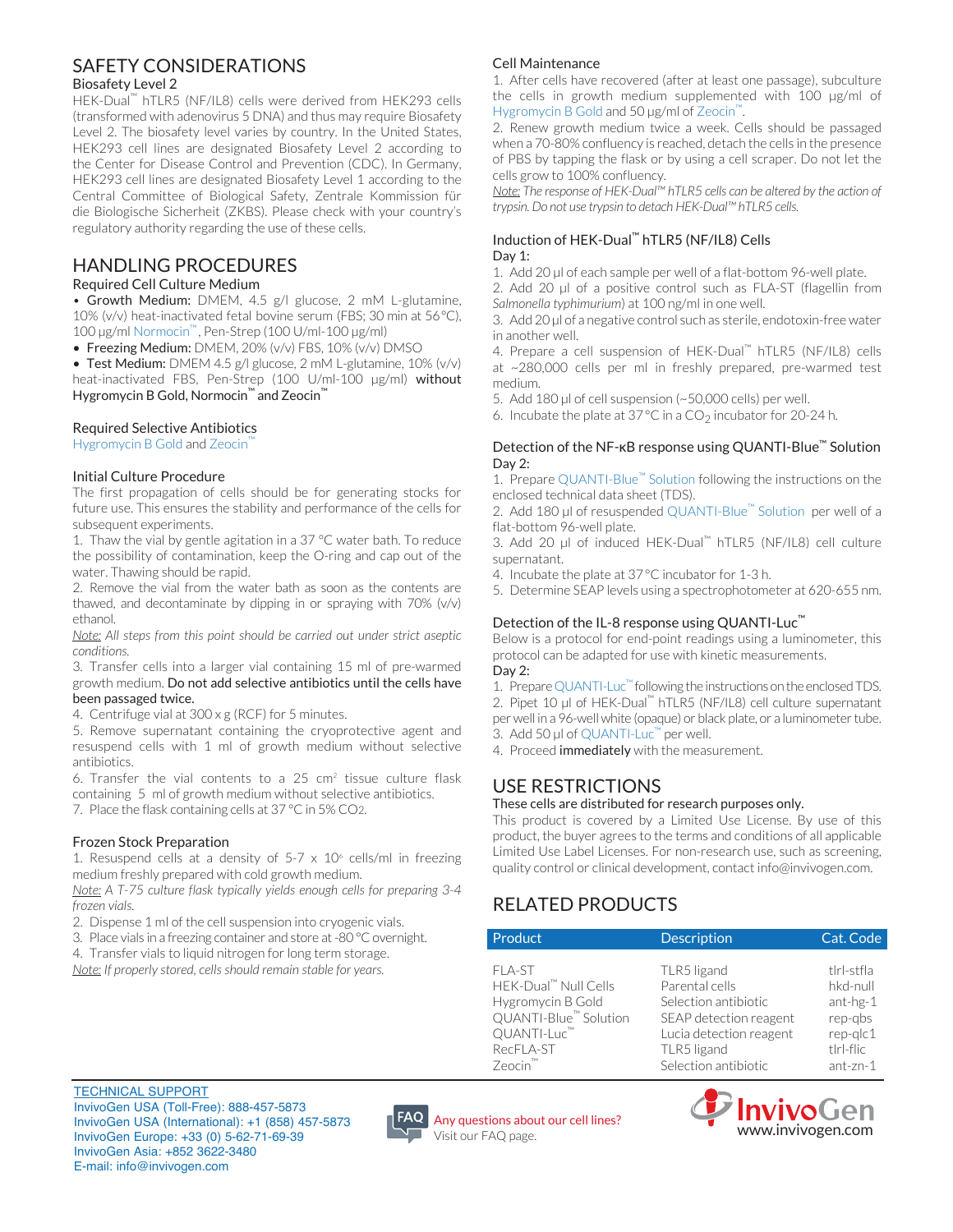## SAFETY CONSIDERATIONS

### Biosafety Level 2

HEK-Dual™ hTLR5 (NF/IL8) cells were derived from HEK293 cells (transformed with adenovirus 5 DNA) and thus may require Biosafety Level 2. The biosafety level varies by country. In the United States, HEK293 cell lines are designated Biosafety Level 2 according to the Center for Disease Control and Prevention (CDC). In Germany, HEK293 cell lines are designated Biosafety Level 1 according to the Central Committee of Biological Safety, Zentrale Kommission für die Biologische Sicherheit (ZKBS). Please check with your country's regulatory authority regarding the use of these cells.

## HANDLING PROCEDURES

### Required Cell Culture Medium

- **Growth Medium:** DMEM, 4.5 g/l glucose, 2 mM L-glutamine, 10% (v/v) heat-inactivated fetal bovine serum (FBS; 30 min at 56 °C), 100 µg/ml Normocin™, Pen-Strep (100 U/ml-100 µg/ml)
- **Freezing Medium:** DMEM, 20% (v/v) FBS, 10% (v/v) DMSO
- **Test Medium:** DMEM 4.5 g/l glucose, 2 mM L-glutamine, 10% (v/v) heat-inactivated FBS, Pen-Strep (100 U/ml-100 µg/ml) **without Hygromycin B Gold, Normocin™ and Zeocin™**

### Required Selective Antibiotics

Hygromycin B Gold and Zeocin™

### Initial Culture Procedure

The first propagation of cells should be for generating stocks for future use. This ensures the stability and performance of the cells for subsequent experiments.

1. Thaw the vial by gentle agitation in a 37 °C water bath. To reduce the possibility of contamination, keep the O-ring and cap out of the water. Thawing should be rapid.
2. Remove the vial from the water bath as soon as the contents are thawed, and decontaminate by dipping in or spraying with 70% (v/v) ethanol.

*Note: All steps from this point should be carried out under strict aseptic conditions.*

3. Transfer cells into a larger vial containing 15 ml of pre-warmed growth medium. **Do not add selective antibiotics until the cells have been passaged twice.**
4. Centrifuge vial at 300 x g (RCF) for 5 minutes.
5. Remove supernatant containing the cryoprotective agent and resuspend cells with 1 ml of growth medium without selective antibiotics.
6. Transfer the vial contents to a 25 cm² tissue culture flask containing 5 ml of growth medium without selective antibiotics.
7. Place the flask containing cells at 37 °C in 5% $CO_2$.

### Frozen Stock Preparation

1. Resuspend cells at a density of 5-7 x $10^6$ cells/ml in freezing medium freshly prepared with cold growth medium.

*Note: A T-75 culture flask typically yields enough cells for preparing 3-4 frozen vials.*

2. Dispense 1 ml of the cell suspension into cryogenic vials.
3. Place vials in a freezing container and store at -80 °C overnight.
4. Transfer vials to liquid nitrogen for long term storage.

*Note: If properly stored, cells should remain stable for years.*

### Cell Maintenance

1. After cells have recovered (after at least one passage), subculture the cells in growth medium supplemented with 100 µg/ml of Hygromycin B Gold and 50 µg/ml of Zeocin™.
2. Renew growth medium twice a week. Cells should be passaged when a 70-80% confluency is reached, detach the cells in the presence of PBS by tapping the flask or by using a cell scraper. Do not let the cells grow to 100% confluency.

*Note: The response of HEK-Dual™ hTLR5 cells can be altered by the action of trypsin. Do not use trypsin to detach HEK-Dual™ hTLR5 cells.*

### Induction of HEK-Dual™ hTLR5 (NF/IL8) Cells

Day 1:

1. Add 20 µl of each sample per well of a flat-bottom 96-well plate.
2. Add 20 µl of a positive control such as FLA-ST (flagellin from *Salmonella typhimurium*) at 100 ng/ml in one well.
3. Add 20 µl of a negative control such as sterile, endotoxin-free water in another well.
4. Prepare a cell suspension of HEK-Dual™ hTLR5 (NF/IL8) cells at ~280,000 cells per ml in freshly prepared, pre-warmed test medium.
5. Add 180 µl of cell suspension (~50,000 cells) per well.
6. Incubate the plate at 37 °C in a $CO_2$ incubator for 20-24 h.

### Detection of the NF-κB response using QUANTI-Blue™ Solution

Day 2:

1. Prepare QUANTI-Blue™ Solution following the instructions on the enclosed technical data sheet (TDS).
2. Add 180 µl of resuspended QUANTI-Blue™ Solution per well of a flat-bottom 96-well plate.
3. Add 20 µl of induced HEK-Dual™ hTLR5 (NF/IL8) cell culture supernatant.
4. Incubate the plate at 37 °C incubator for 1-3 h.
5. Determine SEAP levels using a spectrophotometer at 620-655 nm.

### Detection of the IL-8 response using QUANTI-Luc™

Below is a protocol for end-point readings using a luminometer, this protocol can be adapted for use with kinetic measurements.

Day 2:

1. Prepare QUANTI-Luc™ following the instructions on the enclosed TDS.
2. Pipet 10 µl of HEK-Dual™ hTLR5 (NF/IL8) cell culture supernatant per well in a 96-well white (opaque) or black plate, or a luminometer tube.
3. Add 50 µl of QUANTI-Luc™ per well.
4. Proceed **immediately** with the measurement.

## USE RESTRICTIONS

**These cells are distributed for research purposes only.**

This product is covered by a Limited Use License. By use of this product, the buyer agrees to the terms and conditions of all applicable Limited Use Label Licenses. For non-research use, such as screening, quality control or clinical development, contact info@invivogen.com.

## RELATED PRODUCTS

| Product | Description | Cat. Code |
|---|---|---|
| FLA-ST | TLR5 ligand | tlrl-stfla |
| HEK-Dual™ Null Cells | Parental cells | hkd-null |
| Hygromycin B Gold | Selection antibiotic | ant-hg-1 |
| QUANTI-Blue™ Solution | SEAP detection reagent | rep-qbs |
| QUANTI-Luc™ | Lucia detection reagent | rep-qlc1 |
| RecFLA-ST | TLR5 ligand | tlrl-flic |
| Zeocin™ | Selection antibiotic | ant-zn-1 |

TECHNICAL SUPPORT
InvivoGen USA (Toll-Free): 888-457-5873
InvivoGen USA (International): +1 (858) 457-5873
InvivoGen Europe: +33 (0) 5-62-71-69-39
InvivoGen Asia: +852 3622-3480
E-mail: info@invivogen.com

Any questions about our cell lines? Visit our FAQ page.

InvivoGen
www.invivogen.com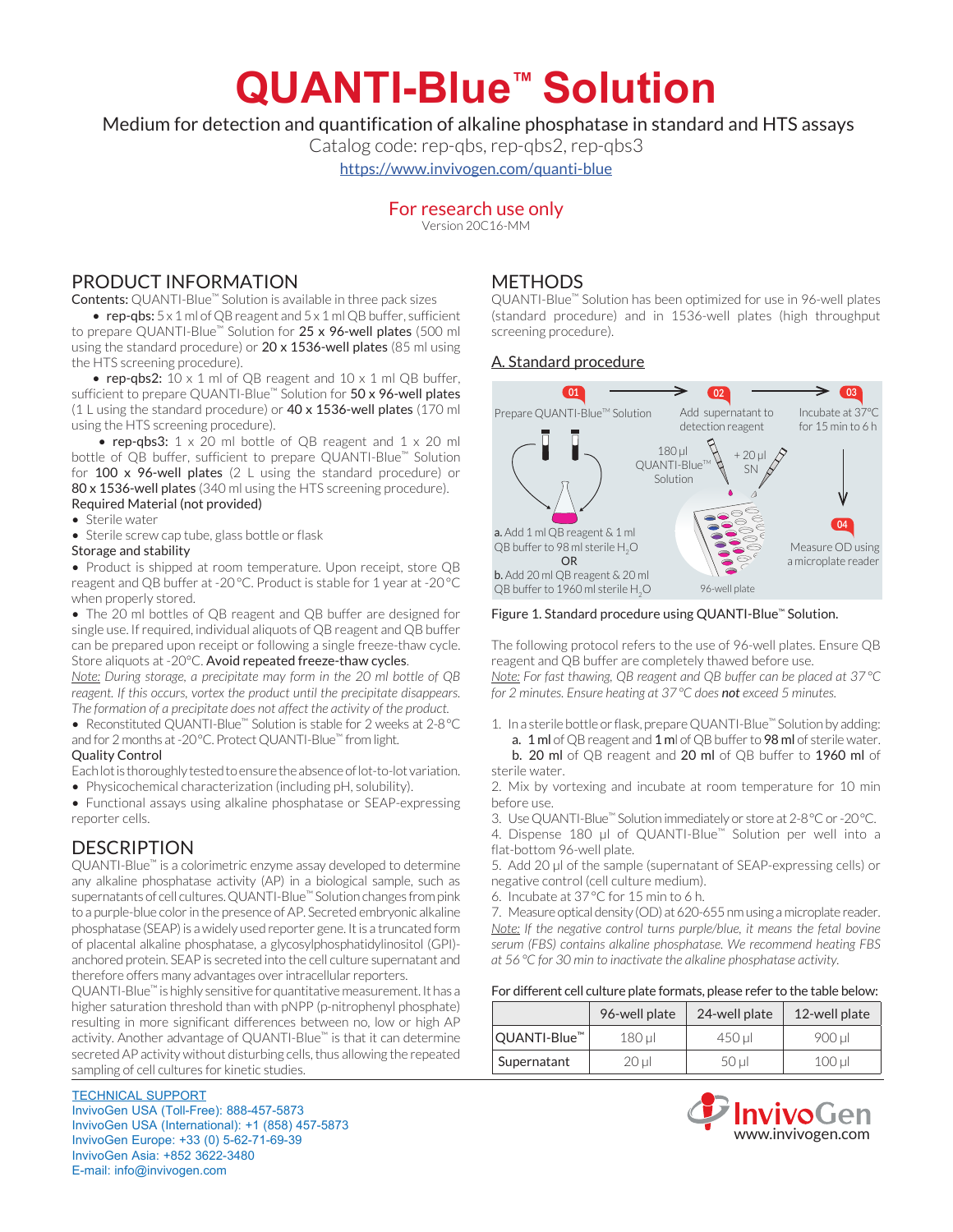// QUANTI-Blue™ Solution

Medium for detection and quantification of alkaline phosphatase in standard and HTS assays

Catalog code: rep-qbs, rep-qbs2, rep-qbs3

https://www.invivogen.com/quanti-blue

For research use only

Version 20C16-MM

## PRODUCT INFORMATION

**Contents:** QUANTI-Blue™ Solution is available in three pack sizes

- **rep-qbs:** 5 x 1 ml of QB reagent and 5 x 1 ml QB buffer, sufficient to prepare QUANTI-Blue™ Solution for **25 x 96-well plates** (500 ml using the standard procedure) or **20 x 1536-well plates** (85 ml using the HTS screening procedure).
- **rep-qbs2:** 10 x 1 ml of QB reagent and 10 x 1 ml QB buffer, sufficient to prepare QUANTI-Blue™ Solution for **50 x 96-well plates** (1 L using the standard procedure) or **40 x 1536-well plates** (170 ml using the HTS screening procedure).
- **rep-qbs3:** 1 x 20 ml bottle of QB reagent and 1 x 20 ml bottle of QB buffer, sufficient to prepare QUANTI-Blue™ Solution for **100 x 96-well plates** (2 L using the standard procedure) or **80 x 1536-well plates** (340 ml using the HTS screening procedure).

**Required Material (not provided)**

- Sterile water
- Sterile screw cap tube, glass bottle or flask

**Storage and stability**

- Product is shipped at room temperature. Upon receipt, store QB reagent and QB buffer at -20 °C. Product is stable for 1 year at -20 °C when properly stored.
- The 20 ml bottles of QB reagent and QB buffer are designed for single use. If required, individual aliquots of QB reagent and QB buffer can be prepared upon receipt or following a single freeze-thaw cycle. Store aliquots at -20°C. **Avoid repeated freeze-thaw cycles**.

*Note: During storage, a precipitate may form in the 20 ml bottle of QB reagent. If this occurs, vortex the product until the precipitate disappears. The formation of a precipitate does not affect the activity of the product.*

- Reconstituted QUANTI-Blue™ Solution is stable for 2 weeks at 2-8 °C and for 2 months at -20 °C. Protect QUANTI-Blue™ from light.

**Quality Control**

Each lot is thoroughly tested to ensure the absence of lot-to-lot variation.

- Physicochemical characterization (including pH, solubility).
- Functional assays using alkaline phosphatase or SEAP-expressing reporter cells.

## DESCRIPTION

QUANTI-Blue™ is a colorimetric enzyme assay developed to determine any alkaline phosphatase activity (AP) in a biological sample, such as supernatants of cell cultures. QUANTI-Blue™ Solution changes from pink to a purple-blue color in the presence of AP. Secreted embryonic alkaline phosphatase (SEAP) is a widely used reporter gene. It is a truncated form of placental alkaline phosphatase, a glycosylphosphatidylinositol (GPI)-anchored protein. SEAP is secreted into the cell culture supernatant and therefore offers many advantages over intracellular reporters.

QUANTI-Blue™ is highly sensitive for quantitative measurement. It has a higher saturation threshold than with pNPP (p-nitrophenyl phosphate) resulting in more significant differences between no, low or high AP activity. Another advantage of QUANTI-Blue™ is that it can determine secreted AP activity without disturbing cells, thus allowing the repeated sampling of cell cultures for kinetic studies.

## METHODS

QUANTI-Blue™ Solution has been optimized for use in 96-well plates (standard procedure) and in 1536-well plates (high throughput screening procedure).

### A. Standard procedure

01 Prepare QUANTI-Blue™ Solution → 02 Add supernatant to detection reagent → 03 Incubate at 37°C for 15 min to 6 h → 04 Measure OD using a microplate reader

a. Add 1 ml QB reagent & 1 ml QB buffer to 98 ml sterile $H_2O$
OR
b. Add 20 ml QB reagent & 20 ml QB buffer to 1960 ml sterile $H_2O$

180 µl QUANTI-Blue™ Solution + 20 µl SN; 96-well plate

Figure 1. Standard procedure using QUANTI-Blue™ Solution.

The following protocol refers to the use of 96-well plates. Ensure QB reagent and QB buffer are completely thawed before use.

*Note: For fast thawing, QB reagent and QB buffer can be placed at 37 °C for 2 minutes. Ensure heating at 37 °C does **not** exceed 5 minutes.*

1. In a sterile bottle or flask, prepare QUANTI-Blue™ Solution by adding:
   a. **1 ml** of QB reagent and **1 ml** of QB buffer to **98 ml** of sterile water.
   b. **20 ml** of QB reagent and **20 ml** of QB buffer to **1960 ml** of sterile water.
2. Mix by vortexing and incubate at room temperature for 10 min before use.
3. Use QUANTI-Blue™ Solution immediately or store at 2-8 °C or -20 °C.
4. Dispense 180 µl of QUANTI-Blue™ Solution per well into a flat-bottom 96-well plate.
5. Add 20 µl of the sample (supernatant of SEAP-expressing cells) or negative control (cell culture medium).
6. Incubate at 37 °C for 15 min to 6 h.
7. Measure optical density (OD) at 620-655 nm using a microplate reader.

*Note: If the negative control turns purple/blue, it means the fetal bovine serum (FBS) contains alkaline phosphatase. We recommend heating FBS at 56 °C for 30 min to inactivate the alkaline phosphatase activity.*

For different cell culture plate formats, please refer to the table below:

| | 96-well plate | 24-well plate | 12-well plate |
|---|---|---|---|
| QUANTI-Blue™ | 180 µl | 450 µl | 900 µl |
| Supernatant | 20 µl | 50 µl | 100 µl |

TECHNICAL SUPPORT
InvivoGen USA (Toll-Free): 888-457-5873
InvivoGen USA (International): +1 (858) 457-5873
InvivoGen Europe: +33 (0) 5-62-71-69-39
InvivoGen Asia: +852 3622-3480
E-mail: info@invivogen.com

InvivoGen
www.invivogen.com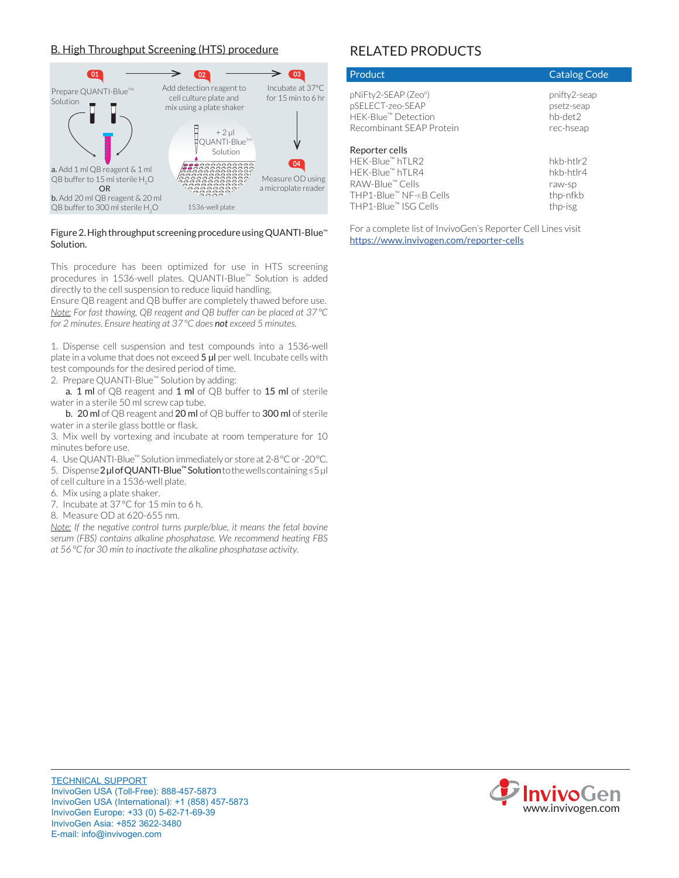## B. High Throughput Screening (HTS) procedure

01 Prepare QUANTI-Blue™ Solution

**a.** Add 1 ml QB reagent & 1 ml QB buffer to 15 ml sterile $H_2O$

**OR**

**b.** Add 20 ml QB reagent & 20 ml QB buffer to 300 ml sterile $H_2O$

02 Add detection reagent to cell culture plate and mix using a plate shaker

+ 2 µl QUANTI-Blue™ Solution

1536-well plate

03 Incubate at 37°C for 15 min to 6 hr

04 Measure OD using a microplate reader

Figure 2. High throughput screening procedure using QUANTI-Blue™ Solution.

This procedure has been optimized for use in HTS screening procedures in 1536-well plates. QUANTI-Blue™ Solution is added directly to the cell suspension to reduce liquid handling.

Ensure QB reagent and QB buffer are completely thawed before use.

*Note: For fast thawing, QB reagent and QB buffer can be placed at 37 °C for 2 minutes. Ensure heating at 37 °C does **not** exceed 5 minutes.*

1. Dispense cell suspension and test compounds into a 1536-well plate in a volume that does not exceed **5 µl** per well. Incubate cells with test compounds for the desired period of time.
2. Prepare QUANTI-Blue™ Solution by adding:
   a. **1 ml** of QB reagent and **1 ml** of QB buffer to **15 ml** of sterile water in a sterile 50 ml screw cap tube.
   b. **20 ml** of QB reagent and **20 ml** of QB buffer to **300 ml** of sterile water in a sterile glass bottle or flask.
3. Mix well by vortexing and incubate at room temperature for 10 minutes before use.
4. Use QUANTI-Blue™ Solution immediately or store at 2-8 °C or -20 °C.
5. Dispense **2 µl of QUANTI-Blue™ Solution** to the wells containing ≤ 5 µl of cell culture in a 1536-well plate.
6. Mix using a plate shaker.
7. Incubate at 37 °C for 15 min to 6 h.
8. Measure OD at 620-655 nm.

*Note: If the negative control turns purple/blue, it means the fetal bovine serum (FBS) contains alkaline phosphatase. We recommend heating FBS at 56 °C for 30 min to inactivate the alkaline phosphatase activity.*

## RELATED PRODUCTS

| Product | Catalog Code |
| --- | --- |
| pNiFty2-SEAP (Zeo[R]) | pnifty2-seap |
| pSELECT-zeo-SEAP | psetz-seap |
| HEK-Blue™ Detection | hb-det2 |
| Recombinant SEAP Protein | rec-hseap |
| **Reporter cells** | |
| HEK-Blue™ hTLR2 | hkb-htlr2 |
| HEK-Blue™ hTLR4 | hkb-htlr4 |
| RAW-Blue™ Cells | raw-sp |
| THP1-Blue™ NF-κB Cells | thp-nfkb |
| THP1-Blue™ ISG Cells | thp-isg |

For a complete list of InvivoGen's Reporter Cell Lines visit https://www.invivogen.com/reporter-cells

TECHNICAL SUPPORT
InvivoGen USA (Toll-Free): 888-457-5873
InvivoGen USA (International): +1 (858) 457-5873
InvivoGen Europe: +33 (0) 5-62-71-69-39
InvivoGen Asia: +852 3622-3480
E-mail: info@invivogen.com

InvivoGen
www.invivogen.com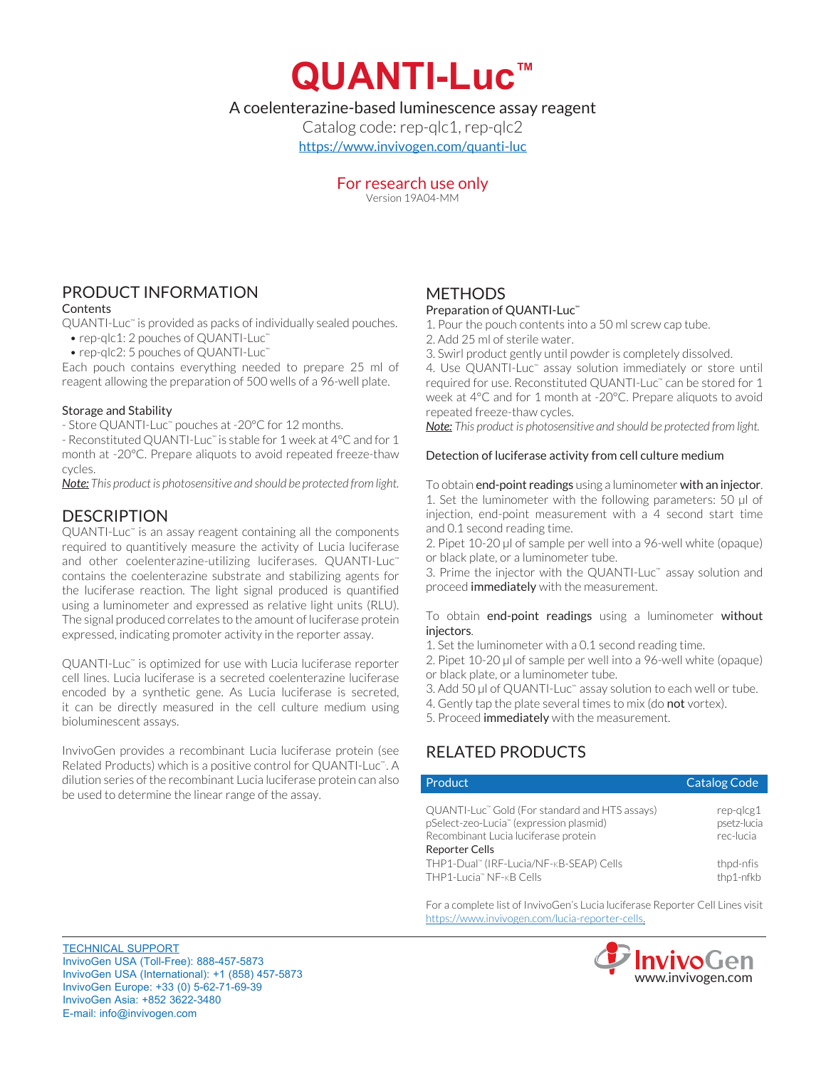# QUANTI-Luc™

A coelenterazine-based luminescence assay reagent

Catalog code: rep-qlc1, rep-qlc2

https://www.invivogen.com/quanti-luc

For research use only

Version 19A04-MM

## PRODUCT INFORMATION

### Contents

QUANTI-Luc™ is provided as packs of individually sealed pouches.

- rep-qlc1: 2 pouches of QUANTI-Luc™
- rep-qlc2: 5 pouches of QUANTI-Luc™

Each pouch contains everything needed to prepare 25 ml of reagent allowing the preparation of 500 wells of a 96-well plate.

### Storage and Stability

- Store QUANTI-Luc™ pouches at -20°C for 12 months.
- Reconstituted QUANTI-Luc™ is stable for 1 week at 4°C and for 1 month at -20°C. Prepare aliquots to avoid repeated freeze-thaw cycles.

*Note: This product is photosensitive and should be protected from light.*

## DESCRIPTION

QUANTI-Luc™ is an assay reagent containing all the components required to quantitively measure the activity of Lucia luciferase and other coelenterazine-utilizing luciferases. QUANTI-Luc™ contains the coelenterazine substrate and stabilizing agents for the luciferase reaction. The light signal produced is quantified using a luminometer and expressed as relative light units (RLU). The signal produced correlates to the amount of luciferase protein expressed, indicating promoter activity in the reporter assay.

QUANTI-Luc™ is optimized for use with Lucia luciferase reporter cell lines. Lucia luciferase is a secreted coelenterazine luciferase encoded by a synthetic gene. As Lucia luciferase is secreted, it can be directly measured in the cell culture medium using bioluminescent assays.

InvivoGen provides a recombinant Lucia luciferase protein (see Related Products) which is a positive control for QUANTI-Luc™. A dilution series of the recombinant Lucia luciferase protein can also be used to determine the linear range of the assay.

## METHODS

### Preparation of QUANTI-Luc™

1. Pour the pouch contents into a 50 ml screw cap tube.
2. Add 25 ml of sterile water.
3. Swirl product gently until powder is completely dissolved.
4. Use QUANTI-Luc™ assay solution immediately or store until required for use. Reconstituted QUANTI-Luc™ can be stored for 1 week at 4°C and for 1 month at -20°C. Prepare aliquots to avoid repeated freeze-thaw cycles.

*Note: This product is photosensitive and should be protected from light.*

### Detection of luciferase activity from cell culture medium

To obtain **end-point readings** using a luminometer **with an injector**.

1. Set the luminometer with the following parameters: 50 µl of injection, end-point measurement with a 4 second start time and 0.1 second reading time.
2. Pipet 10-20 µl of sample per well into a 96-well white (opaque) or black plate, or a luminometer tube.
3. Prime the injector with the QUANTI-Luc™ assay solution and proceed **immediately** with the measurement.

To obtain **end-point readings** using a luminometer **without injectors**.

1. Set the luminometer with a 0.1 second reading time.
2. Pipet 10-20 µl of sample per well into a 96-well white (opaque) or black plate, or a luminometer tube.
3. Add 50 µl of QUANTI-Luc™ assay solution to each well or tube.
4. Gently tap the plate several times to mix (do **not** vortex).
5. Proceed **immediately** with the measurement.

## RELATED PRODUCTS

| Product | Catalog Code |
|---|---|
| QUANTI-Luc™ Gold (For standard and HTS assays) | rep-qlcg1 |
| pSelect-zeo-Lucia™ (expression plasmid) | psetz-lucia |
| Recombinant Lucia luciferase protein | rec-lucia |
| **Reporter Cells** | |
| THP1-Dual™ (IRF-Lucia/NF-κB-SEAP) Cells | thpd-nfis |
| THP1-Lucia™ NF-κB Cells | thp1-nfkb |

For a complete list of InvivoGen's Lucia luciferase Reporter Cell Lines visit https://www.invivogen.com/lucia-reporter-cells.

TECHNICAL SUPPORT
InvivoGen USA (Toll-Free): 888-457-5873
InvivoGen USA (International): +1 (858) 457-5873
InvivoGen Europe: +33 (0) 5-62-71-69-39
InvivoGen Asia: +852 3622-3480
E-mail: info@invivogen.com

InvivoGen
www.invivogen.com